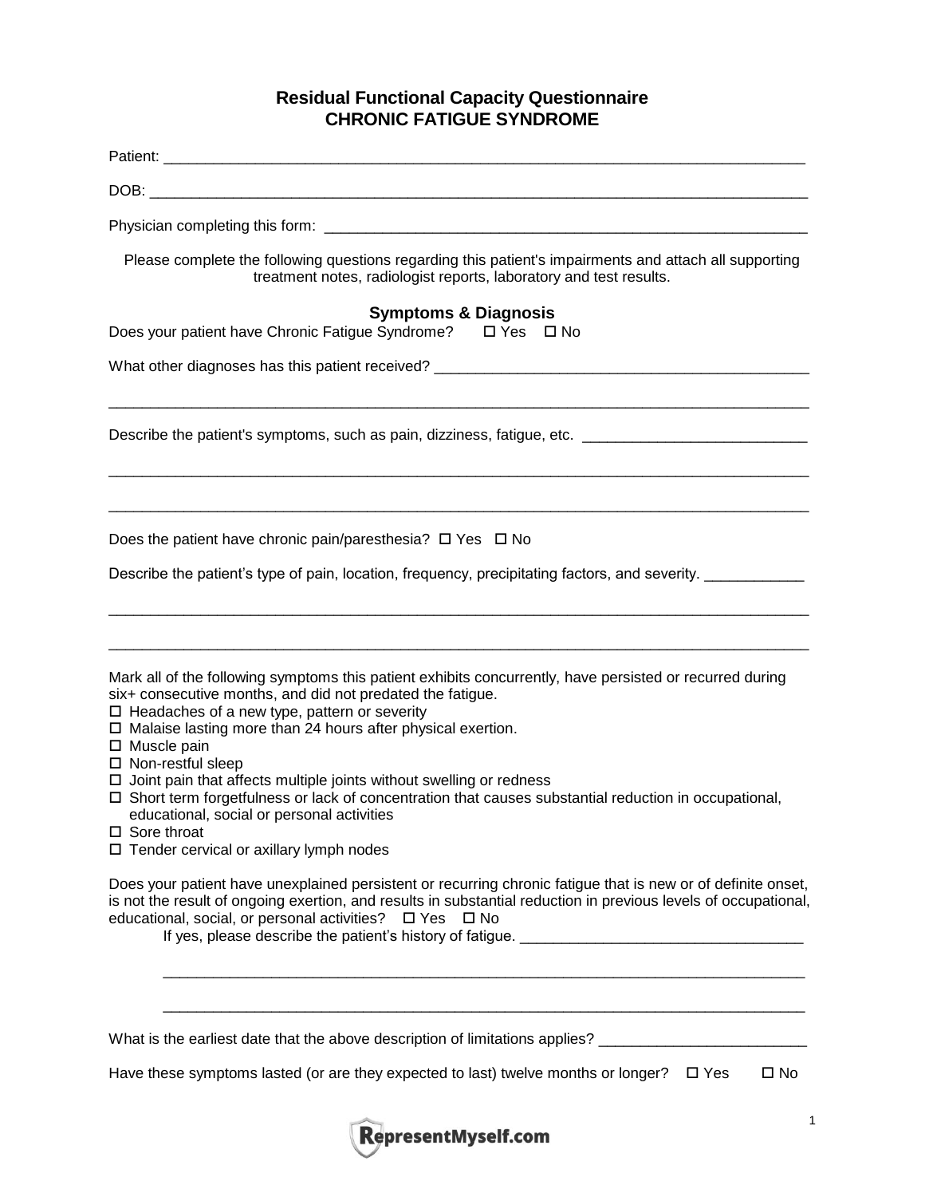# Residual Functional Capacity Questionnaire
## CHRONIC FATIGUE SYNDROME

Patient: ______________________________________________________________________________

DOB: ________________________________________________________________________________

Physician completing this form: ________________________________________________________

Please complete the following questions regarding this patient's impairments and attach all supporting treatment notes, radiologist reports, laboratory and test results.

### Symptoms & Diagnosis

Does your patient have Chronic Fatigue Syndrome? ☐ Yes ☐ No

What other diagnoses has this patient received? ____________________________________________

_____________________________________________________________________________________

Describe the patient's symptoms, such as pain, dizziness, fatigue, etc. ___________________________

_____________________________________________________________________________________

_____________________________________________________________________________________

Does the patient have chronic pain/paresthesia? ☐ Yes ☐ No

Describe the patient's type of pain, location, frequency, precipitating factors, and severity. ____________

_____________________________________________________________________________________

_____________________________________________________________________________________

Mark all of the following symptoms this patient exhibits concurrently, have persisted or recurred during six+ consecutive months, and did not predated the fatigue.

- ☐ Headaches of a new type, pattern or severity
- ☐ Malaise lasting more than 24 hours after physical exertion.
- ☐ Muscle pain
- ☐ Non-restful sleep
- ☐ Joint pain that affects multiple joints without swelling or redness
- ☐ Short term forgetfulness or lack of concentration that causes substantial reduction in occupational, educational, social or personal activities
- ☐ Sore throat
- ☐ Tender cervical or axillary lymph nodes

Does your patient have unexplained persistent or recurring chronic fatigue that is new or of definite onset, is not the result of ongoing exertion, and results in substantial reduction in previous levels of occupational, educational, social, or personal activities? ☐ Yes ☐ No

If yes, please describe the patient's history of fatigue. __________________________________

_____________________________________________________________________________________

_____________________________________________________________________________________

What is the earliest date that the above description of limitations applies? _________________________

Have these symptoms lasted (or are they expected to last) twelve months or longer? ☐ Yes ☐ No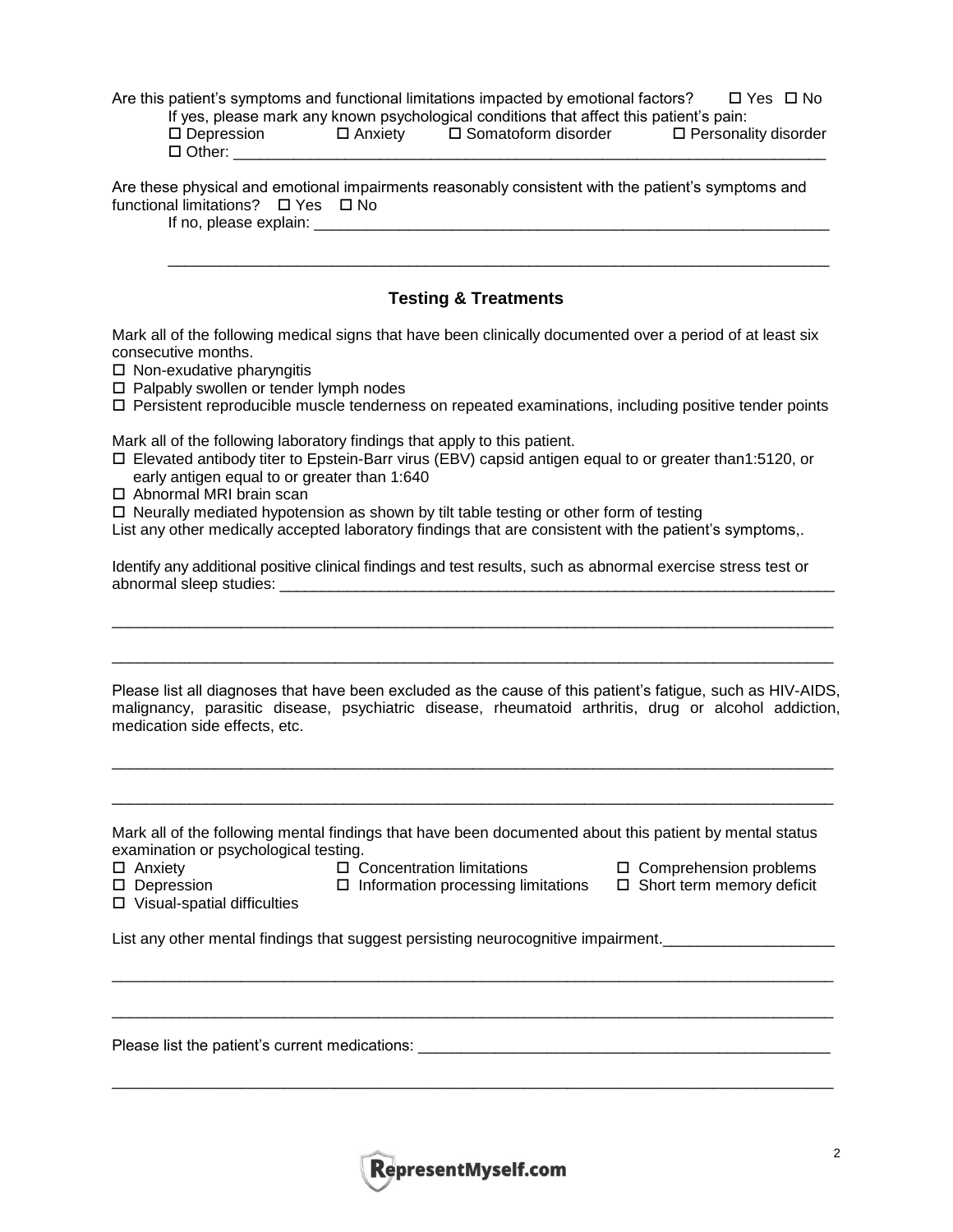Are this patient's symptoms and functional limitations impacted by emotional factors? ☐ Yes ☐ No

If yes, please mark any known psychological conditions that affect this patient's pain:

☐ Depression ☐ Anxiety ☐ Somatoform disorder ☐ Personality disorder

☐ Other: ______________________________________________________________________

Are these physical and emotional impairments reasonably consistent with the patient's symptoms and functional limitations? ☐ Yes ☐ No

If no, please explain: _________________________________________________________________

_______________________________________________________________________________

## Testing & Treatments

Mark all of the following medical signs that have been clinically documented over a period of at least six consecutive months.

☐ Non-exudative pharyngitis
☐ Palpably swollen or tender lymph nodes
☐ Persistent reproducible muscle tenderness on repeated examinations, including positive tender points

Mark all of the following laboratory findings that apply to this patient.

☐ Elevated antibody titer to Epstein-Barr virus (EBV) capsid antigen equal to or greater than1:5120, or early antigen equal to or greater than 1:640
☐ Abnormal MRI brain scan
☐ Neurally mediated hypotension as shown by tilt table testing or other form of testing

List any other medically accepted laboratory findings that are consistent with the patient's symptoms,.

Identify any additional positive clinical findings and test results, such as abnormal exercise stress test or abnormal sleep studies: ___________________________________________________________________

_______________________________________________________________________________

_______________________________________________________________________________

Please list all diagnoses that have been excluded as the cause of this patient's fatigue, such as HIV-AIDS, malignancy, parasitic disease, psychiatric disease, rheumatoid arthritis, drug or alcohol addiction, medication side effects, etc.

_______________________________________________________________________________

_______________________________________________________________________________

Mark all of the following mental findings that have been documented about this patient by mental status examination or psychological testing.

☐ Anxiety ☐ Concentration limitations ☐ Comprehension problems
☐ Depression ☐ Information processing limitations ☐ Short term memory deficit
☐ Visual-spatial difficulties

List any other mental findings that suggest persisting neurocognitive impairment.____________________

_______________________________________________________________________________

_______________________________________________________________________________

Please list the patient's current medications: __________________________________________________

_______________________________________________________________________________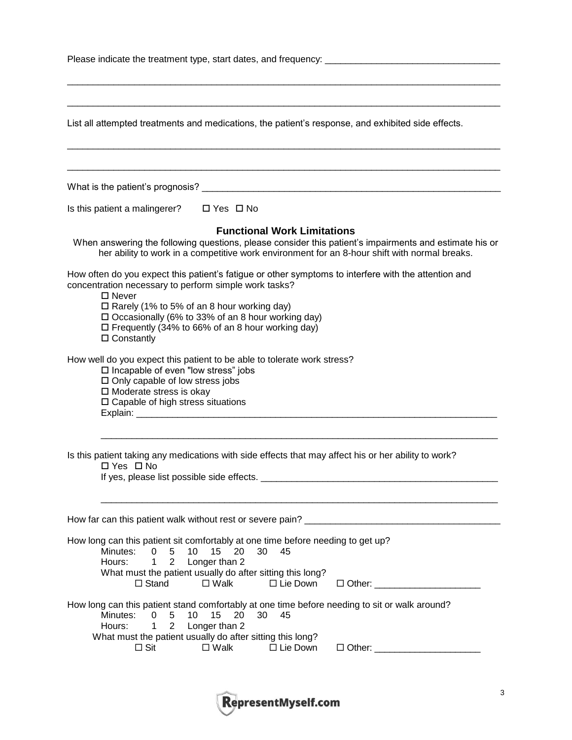Please indicate the treatment type, start dates, and frequency: ___________________________________

_____________________________________________________________________________________

_____________________________________________________________________________________

List all attempted treatments and medications, the patient's response, and exhibited side effects.

_____________________________________________________________________________________

_____________________________________________________________________________________

What is the patient's prognosis? _____________________________________________________________

Is this patient a malingerer? ☐ Yes ☐ No

## Functional Work Limitations

When answering the following questions, please consider this patient's impairments and estimate his or her ability to work in a competitive work environment for an 8-hour shift with normal breaks.

How often do you expect this patient's fatigue or other symptoms to interfere with the attention and concentration necessary to perform simple work tasks?

- ☐ Never
- ☐ Rarely (1% to 5% of an 8 hour working day)
- ☐ Occasionally (6% to 33% of an 8 hour working day)
- ☐ Frequently (34% to 66% of an 8 hour working day)
- ☐ Constantly

How well do you expect this patient to be able to tolerate work stress?

- ☐ Incapable of even "low stress" jobs
- ☐ Only capable of low stress jobs
- ☐ Moderate stress is okay
- ☐ Capable of high stress situations

Explain: ___________________________________________________________________________

_____________________________________________________________________________________

Is this patient taking any medications with side effects that may affect his or her ability to work?

☐ Yes ☐ No

If yes, please list possible side effects. ________________________________________________

_____________________________________________________________________________________

How far can this patient walk without rest or severe pain? ______________________________________

How long can this patient sit comfortably at one time before needing to get up?

Minutes: 0 5 10 15 20 30 45

Hours: 1 2 Longer than 2

What must the patient usually do after sitting this long?

☐ Stand ☐ Walk ☐ Lie Down ☐ Other: ____________________

How long can this patient stand comfortably at one time before needing to sit or walk around?

Minutes: 0 5 10 15 20 30 45

Hours: 1 2 Longer than 2

What must the patient usually do after sitting this long?

☐ Sit ☐ Walk ☐ Lie Down ☐ Other: ____________________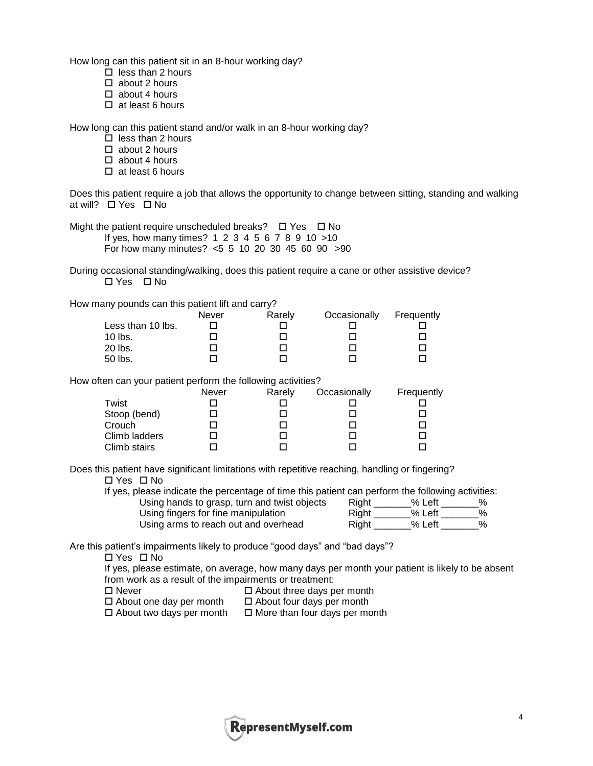How long can this patient sit in an 8-hour working day?

- ☐ less than 2 hours
- ☐ about 2 hours
- ☐ about 4 hours
- ☐ at least 6 hours

How long can this patient stand and/or walk in an 8-hour working day?

- ☐ less than 2 hours
- ☐ about 2 hours
- ☐ about 4 hours
- ☐ at least 6 hours

Does this patient require a job that allows the opportunity to change between sitting, standing and walking at will? ☐ Yes ☐ No

Might the patient require unscheduled breaks? ☐ Yes ☐ No

If yes, how many times? 1 2 3 4 5 6 7 8 9 10 >10

For how many minutes? <5 5 10 20 30 45 60 90 >90

During occasional standing/walking, does this patient require a cane or other assistive device?

☐ Yes ☐ No

How many pounds can this patient lift and carry?

| | Never | Rarely | Occasionally | Frequently |
|---|---|---|---|---|
| Less than 10 lbs. | ☐ | ☐ | ☐ | ☐ |
| 10 lbs. | ☐ | ☐ | ☐ | ☐ |
| 20 lbs. | ☐ | ☐ | ☐ | ☐ |
| 50 lbs. | ☐ | ☐ | ☐ | ☐ |

How often can your patient perform the following activities?

| | Never | Rarely | Occasionally | Frequently |
|---|---|---|---|---|
| Twist | ☐ | ☐ | ☐ | ☐ |
| Stoop (bend) | ☐ | ☐ | ☐ | ☐ |
| Crouch | ☐ | ☐ | ☐ | ☐ |
| Climb ladders | ☐ | ☐ | ☐ | ☐ |
| Climb stairs | ☐ | ☐ | ☐ | ☐ |

Does this patient have significant limitations with repetitive reaching, handling or fingering?

☐ Yes ☐ No

If yes, please indicate the percentage of time this patient can perform the following activities:

| | Right | Left |
|---|---|---|
| Using hands to grasp, turn and twist objects | _______% | _______% |
| Using fingers for fine manipulation | _______% | _______% |
| Using arms to reach out and overhead | _______% | _______% |

Are this patient's impairments likely to produce "good days" and "bad days"?

☐ Yes ☐ No

If yes, please estimate, on average, how many days per month your patient is likely to be absent from work as a result of the impairments or treatment:

- ☐ Never
- ☐ About one day per month
- ☐ About two days per month
- ☐ About three days per month
- ☐ About four days per month
- ☐ More than four days per month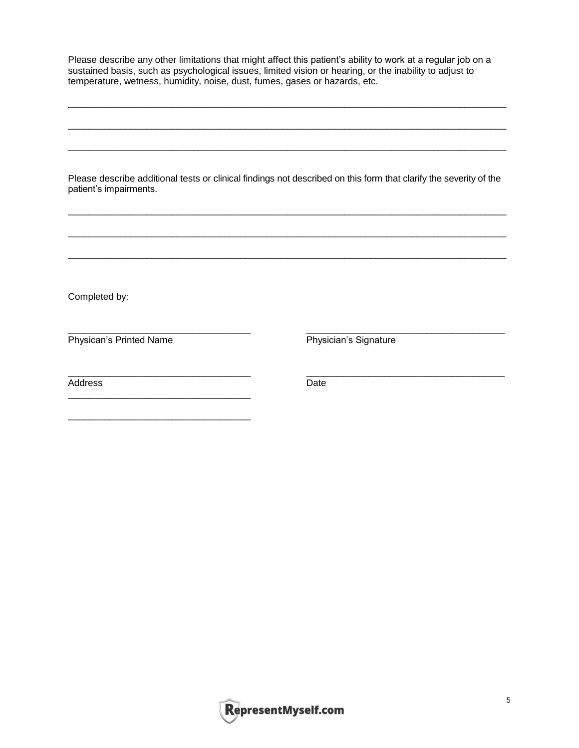Please describe any other limitations that might affect this patient's ability to work at a regular job on a sustained basis, such as psychological issues, limited vision or hearing, or the inability to adjust to temperature, wetness, humidity, noise, dust, fumes, gases or hazards, etc.

_______________________________________________________________________________

_______________________________________________________________________________

_______________________________________________________________________________

Please describe additional tests or clinical findings not described on this form that clarify the severity of the patient's impairments.

_______________________________________________________________________________

_______________________________________________________________________________

_______________________________________________________________________________

Completed by:

| | |
|---|---|
| ___________________________________ | ___________________________________ |
| Physican's Printed Name | Physician's Signature |
| ___________________________________ | ___________________________________ |
| Address | Date |
| ___________________________________ | |
| ___________________________________ | |

RepresentMyself.com